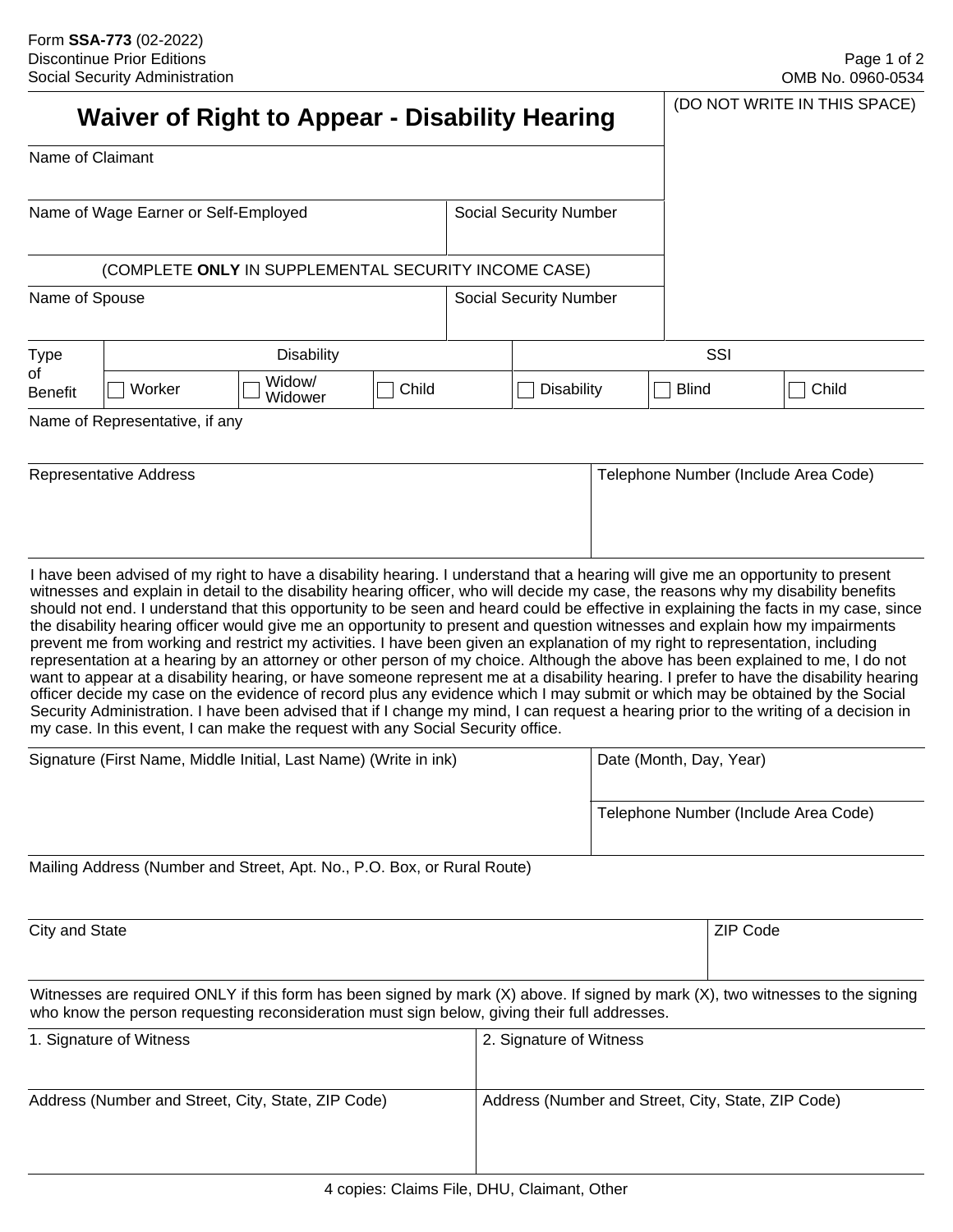Form **SSA-773** (02-2022)
Discontinue Prior Editions
Social Security Administration

OMB No. 0960-0534

# Waiver of Right to Appear - Disability Hearing

(DO NOT WRITE IN THIS SPACE)

Name of Claimant

| Name of Wage Earner or Self-Employed | Social Security Number |
| --- | --- |
| | |

(COMPLETE **ONLY** IN SUPPLEMENTAL SECURITY INCOME CASE)

| Name of Spouse | Social Security Number |
| --- | --- |
| | |

| Type of Benefit | Disability | | | SSI | | |
| --- | --- | --- | --- | --- | --- | --- |
| | ☐ Worker | ☐ Widow/ Widower | ☐ Child | ☐ Disability | ☐ Blind | ☐ Child |

Name of Representative, if any

| Representative Address | Telephone Number (Include Area Code) |
| --- | --- |
| | |

I have been advised of my right to have a disability hearing. I understand that a hearing will give me an opportunity to present witnesses and explain in detail to the disability hearing officer, who will decide my case, the reasons why my disability benefits should not end. I understand that this opportunity to be seen and heard could be effective in explaining the facts in my case, since the disability hearing officer would give me an opportunity to present and question witnesses and explain how my impairments prevent me from working and restrict my activities. I have been given an explanation of my right to representation, including representation at a hearing by an attorney or other person of my choice. Although the above has been explained to me, I do not want to appear at a disability hearing, or have someone represent me at a disability hearing. I prefer to have the disability hearing officer decide my case on the evidence of record plus any evidence which I may submit or which may be obtained by the Social Security Administration. I have been advised that if I change my mind, I can request a hearing prior to the writing of a decision in my case. In this event, I can make the request with any Social Security office.

| Signature (First Name, Middle Initial, Last Name) (Write in ink) | Date (Month, Day, Year) |
| --- | --- |
| | Telephone Number (Include Area Code) |

Mailing Address (Number and Street, Apt. No., P.O. Box, or Rural Route)

| City and State | ZIP Code |
| --- | --- |
| | |

Witnesses are required ONLY if this form has been signed by mark (X) above. If signed by mark (X), two witnesses to the signing who know the person requesting reconsideration must sign below, giving their full addresses.

| 1. Signature of Witness | 2. Signature of Witness |
| --- | --- |
| | |
| Address (Number and Street, City, State, ZIP Code) | Address (Number and Street, City, State, ZIP Code) |
| | |

4 copies: Claims File, DHU, Claimant, Other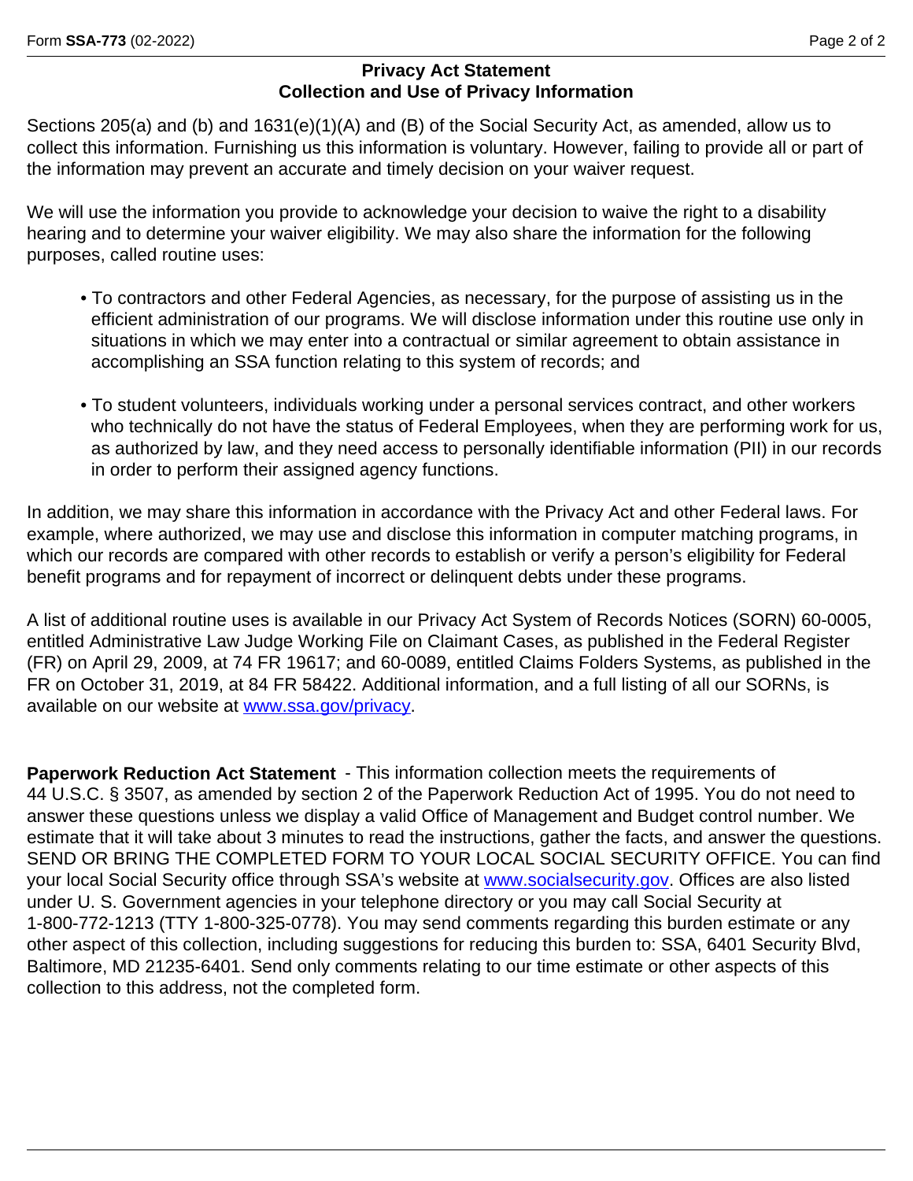## Privacy Act Statement
## Collection and Use of Privacy Information

Sections 205(a) and (b) and 1631(e)(1)(A) and (B) of the Social Security Act, as amended, allow us to collect this information. Furnishing us this information is voluntary. However, failing to provide all or part of the information may prevent an accurate and timely decision on your waiver request.

We will use the information you provide to acknowledge your decision to waive the right to a disability hearing and to determine your waiver eligibility. We may also share the information for the following purposes, called routine uses:

- To contractors and other Federal Agencies, as necessary, for the purpose of assisting us in the efficient administration of our programs. We will disclose information under this routine use only in situations in which we may enter into a contractual or similar agreement to obtain assistance in accomplishing an SSA function relating to this system of records; and

- To student volunteers, individuals working under a personal services contract, and other workers who technically do not have the status of Federal Employees, when they are performing work for us, as authorized by law, and they need access to personally identifiable information (PII) in our records in order to perform their assigned agency functions.

In addition, we may share this information in accordance with the Privacy Act and other Federal laws. For example, where authorized, we may use and disclose this information in computer matching programs, in which our records are compared with other records to establish or verify a person's eligibility for Federal benefit programs and for repayment of incorrect or delinquent debts under these programs.

A list of additional routine uses is available in our Privacy Act System of Records Notices (SORN) 60-0005, entitled Administrative Law Judge Working File on Claimant Cases, as published in the Federal Register (FR) on April 29, 2009, at 74 FR 19617; and 60-0089, entitled Claims Folders Systems, as published in the FR on October 31, 2019, at 84 FR 58422. Additional information, and a full listing of all our SORNs, is available on our website at www.ssa.gov/privacy.

**Paperwork Reduction Act Statement** - This information collection meets the requirements of 44 U.S.C. § 3507, as amended by section 2 of the Paperwork Reduction Act of 1995. You do not need to answer these questions unless we display a valid Office of Management and Budget control number. We estimate that it will take about 3 minutes to read the instructions, gather the facts, and answer the questions. SEND OR BRING THE COMPLETED FORM TO YOUR LOCAL SOCIAL SECURITY OFFICE. You can find your local Social Security office through SSA's website at www.socialsecurity.gov. Offices are also listed under U. S. Government agencies in your telephone directory or you may call Social Security at 1-800-772-1213 (TTY 1-800-325-0778). You may send comments regarding this burden estimate or any other aspect of this collection, including suggestions for reducing this burden to: SSA, 6401 Security Blvd, Baltimore, MD 21235-6401. Send only comments relating to our time estimate or other aspects of this collection to this address, not the completed form.